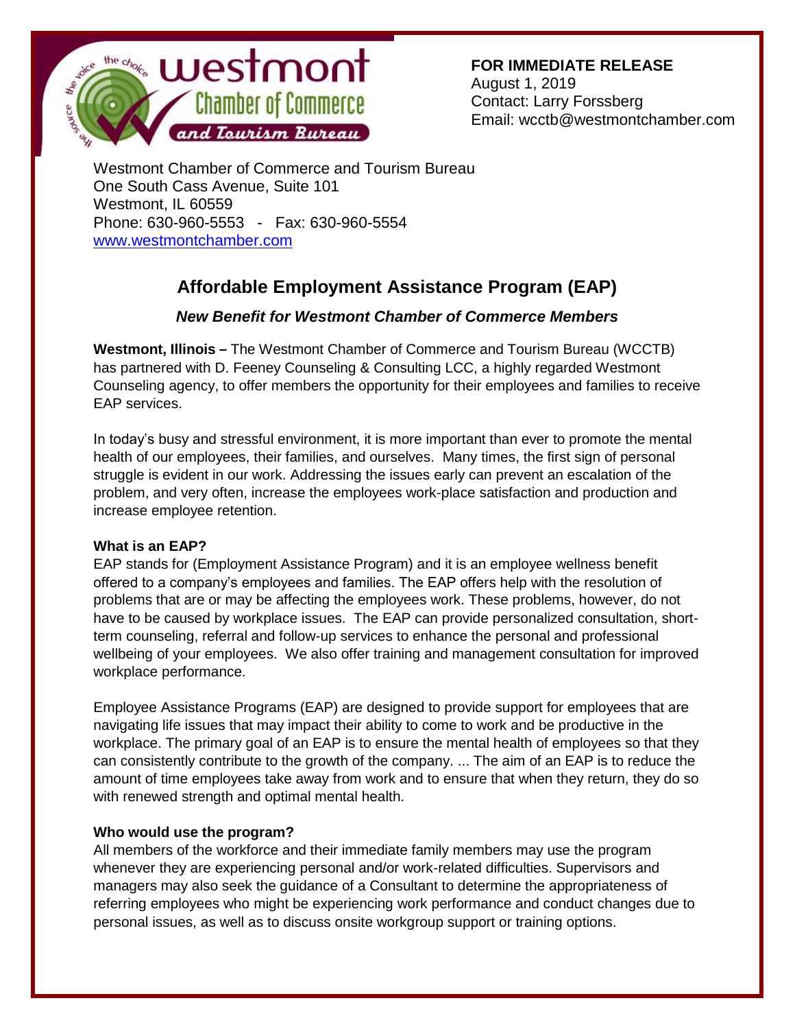**FOR IMMEDIATE RELEASE**
August 1, 2019
Contact: Larry Forssberg
Email: wcctb@westmontchamber.com

Westmont Chamber of Commerce and Tourism Bureau
One South Cass Avenue, Suite 101
Westmont, IL 60559
Phone: 630-960-5553 - Fax: 630-960-5554
www.westmontchamber.com

# Affordable Employment Assistance Program (EAP)

### *New Benefit for Westmont Chamber of Commerce Members*

**Westmont, Illinois –** The Westmont Chamber of Commerce and Tourism Bureau (WCCTB) has partnered with D. Feeney Counseling & Consulting LCC, a highly regarded Westmont Counseling agency, to offer members the opportunity for their employees and families to receive EAP services.

In today's busy and stressful environment, it is more important than ever to promote the mental health of our employees, their families, and ourselves. Many times, the first sign of personal struggle is evident in our work. Addressing the issues early can prevent an escalation of the problem, and very often, increase the employees work-place satisfaction and production and increase employee retention.

**What is an EAP?**
EAP stands for (Employment Assistance Program) and it is an employee wellness benefit offered to a company's employees and families. The EAP offers help with the resolution of problems that are or may be affecting the employees work. These problems, however, do not have to be caused by workplace issues. The EAP can provide personalized consultation, short-term counseling, referral and follow-up services to enhance the personal and professional wellbeing of your employees. We also offer training and management consultation for improved workplace performance.

Employee Assistance Programs (EAP) are designed to provide support for employees that are navigating life issues that may impact their ability to come to work and be productive in the workplace. The primary goal of an EAP is to ensure the mental health of employees so that they can consistently contribute to the growth of the company. ... The aim of an EAP is to reduce the amount of time employees take away from work and to ensure that when they return, they do so with renewed strength and optimal mental health.

**Who would use the program?**
All members of the workforce and their immediate family members may use the program whenever they are experiencing personal and/or work-related difficulties. Supervisors and managers may also seek the guidance of a Consultant to determine the appropriateness of referring employees who might be experiencing work performance and conduct changes due to personal issues, as well as to discuss onsite workgroup support or training options.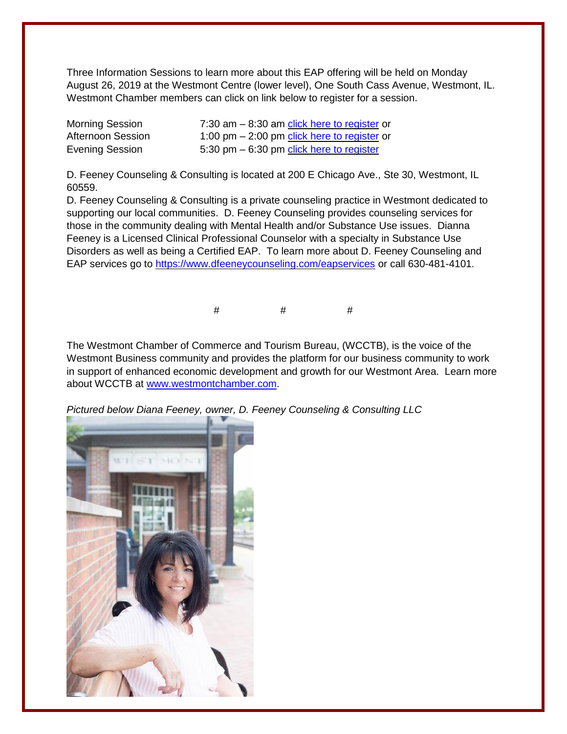Three Information Sessions to learn more about this EAP offering will be held on Monday August 26, 2019 at the Westmont Centre (lower level), One South Cass Avenue, Westmont, IL. Westmont Chamber members can click on link below to register for a session.

| | |
|---|---|
| Morning Session | 7:30 am – 8:30 am click here to register or |
| Afternoon Session | 1:00 pm – 2:00 pm click here to register or |
| Evening Session | 5:30 pm – 6:30 pm click here to register |

D. Feeney Counseling & Consulting is located at 200 E Chicago Ave., Ste 30, Westmont, IL 60559.

D. Feeney Counseling & Consulting is a private counseling practice in Westmont dedicated to supporting our local communities. D. Feeney Counseling provides counseling services for those in the community dealing with Mental Health and/or Substance Use issues. Dianna Feeney is a Licensed Clinical Professional Counselor with a specialty in Substance Use Disorders as well as being a Certified EAP. To learn more about D. Feeney Counseling and EAP services go to https://www.dfeeneycounseling.com/eapservices or call 630-481-4101.

# # #

The Westmont Chamber of Commerce and Tourism Bureau, (WCCTB), is the voice of the Westmont Business community and provides the platform for our business community to work in support of enhanced economic development and growth for our Westmont Area. Learn more about WCCTB at www.westmontchamber.com.

*Pictured below Diana Feeney, owner, D. Feeney Counseling & Consulting LLC*